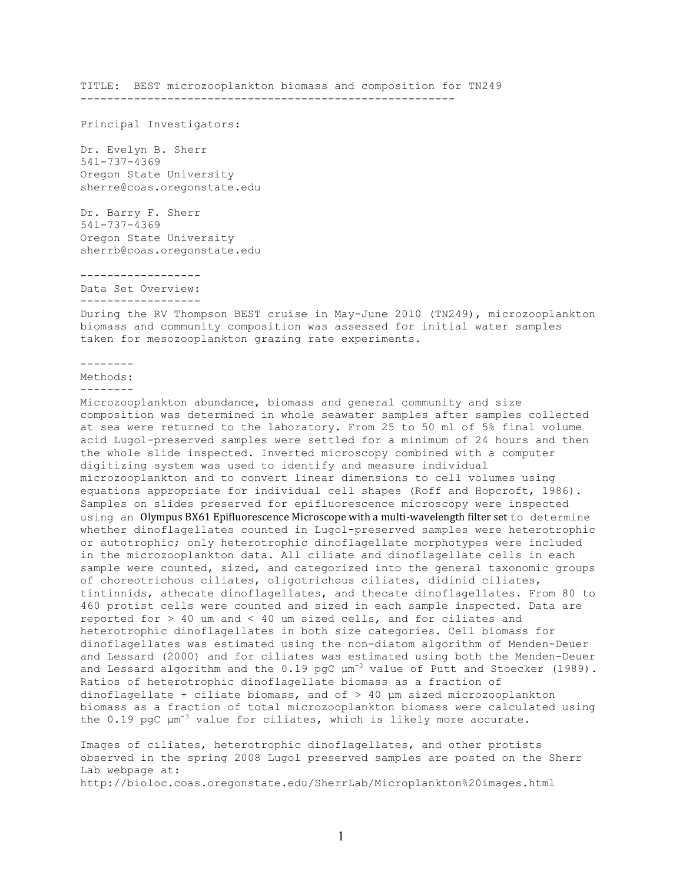TITLE: BEST microzooplankton biomass and composition for TN249

---

Principal Investigators:

Dr. Evelyn B. Sherr
541-737-4369
Oregon State University
sherre@coas.oregonstate.edu

Dr. Barry F. Sherr
541-737-4369
Oregon State University
sherrb@coas.oregonstate.edu

## Data Set Overview:

During the RV Thompson BEST cruise in May-June 2010 (TN249), microzooplankton biomass and community composition was assessed for initial water samples taken for mesozooplankton grazing rate experiments.

## Methods:

Microzooplankton abundance, biomass and general community and size composition was determined in whole seawater samples after samples collected at sea were returned to the laboratory. From 25 to 50 ml of 5% final volume acid Lugol-preserved samples were settled for a minimum of 24 hours and then the whole slide inspected. Inverted microscopy combined with a computer digitizing system was used to identify and measure individual microzooplankton and to convert linear dimensions to cell volumes using equations appropriate for individual cell shapes (Roff and Hopcroft, 1986). Samples on slides preserved for epifluorescence microscopy were inspected using an Olympus BX61 Epifluorescence Microscope with a multi-wavelength filter set to determine whether dinoflagellates counted in Lugol-preserved samples were heterotrophic or autotrophic; only heterotrophic dinoflagellate morphotypes were included in the microzooplankton data. All ciliate and dinoflagellate cells in each sample were counted, sized, and categorized into the general taxonomic groups of choreotrichous ciliates, oligotrichous ciliates, didinid ciliates, tintinnids, athecate dinoflagellates, and thecate dinoflagellates. From 80 to 460 protist cells were counted and sized in each sample inspected. Data are reported for > 40 um and < 40 um sized cells, and for ciliates and heterotrophic dinoflagellates in both size categories. Cell biomass for dinoflagellates was estimated using the non-diatom algorithm of Menden-Deuer and Lessard (2000) and for ciliates was estimated using both the Menden-Deuer and Lessard algorithm and the 0.19 pgC $\mu m^{-3}$ value of Putt and Stoecker (1989). Ratios of heterotrophic dinoflagellate biomass as a fraction of dinoflagellate + ciliate biomass, and of > 40 µm sized microzooplankton biomass as a fraction of total microzooplankton biomass were calculated using the 0.19 pgC $\mu m^{-3}$ value for ciliates, which is likely more accurate.

Images of ciliates, heterotrophic dinoflagellates, and other protists observed in the spring 2008 Lugol preserved samples are posted on the Sherr Lab webpage at:
http://bioloc.coas.oregonstate.edu/SherrLab/Microplankton%20images.html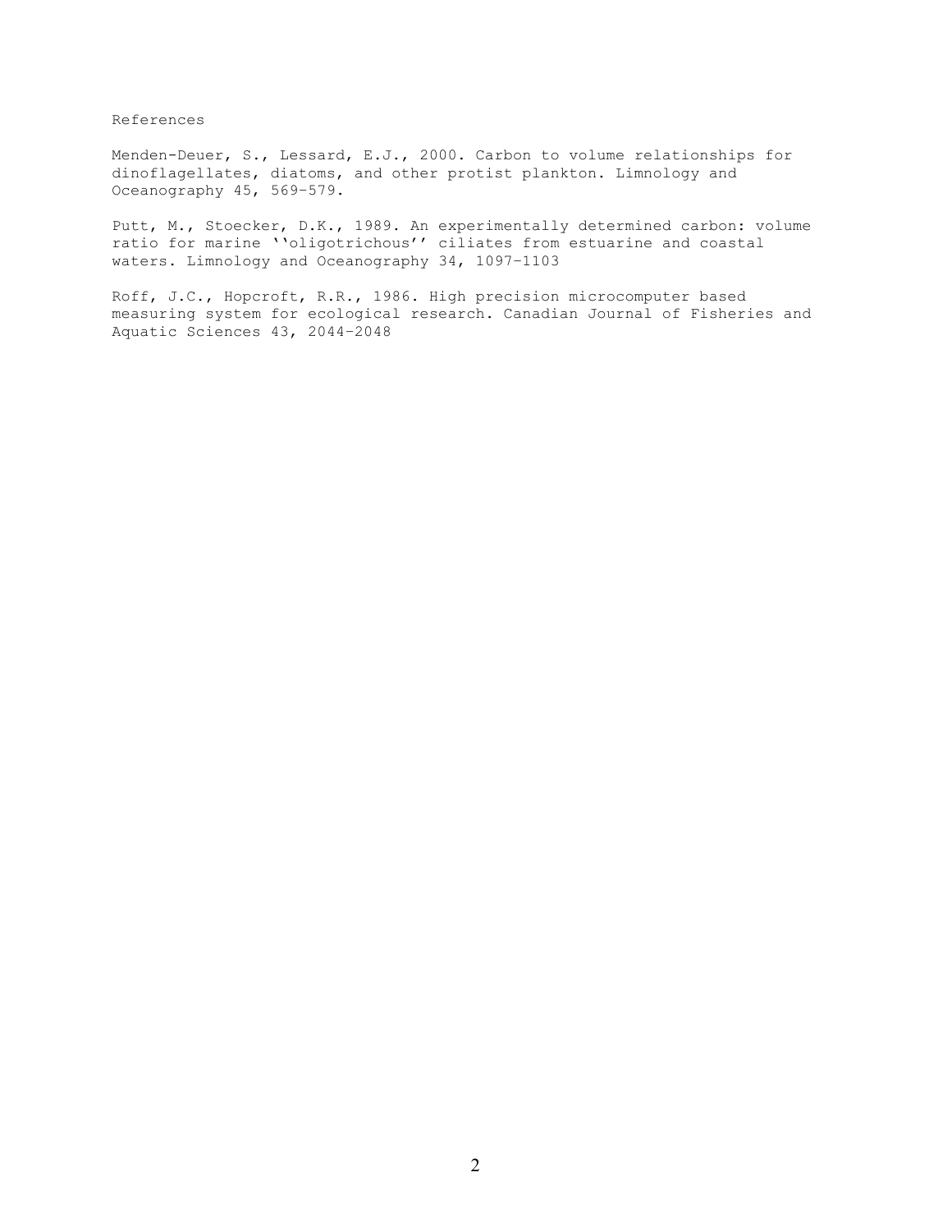References

Menden-Deuer, S., Lessard, E.J., 2000. Carbon to volume relationships for dinoflagellates, diatoms, and other protist plankton. Limnology and Oceanography 45, 569–579.

Putt, M., Stoecker, D.K., 1989. An experimentally determined carbon: volume ratio for marine ''oligotrichous'' ciliates from estuarine and coastal waters. Limnology and Oceanography 34, 1097–1103

Roff, J.C., Hopcroft, R.R., 1986. High precision microcomputer based measuring system for ecological research. Canadian Journal of Fisheries and Aquatic Sciences 43, 2044–2048